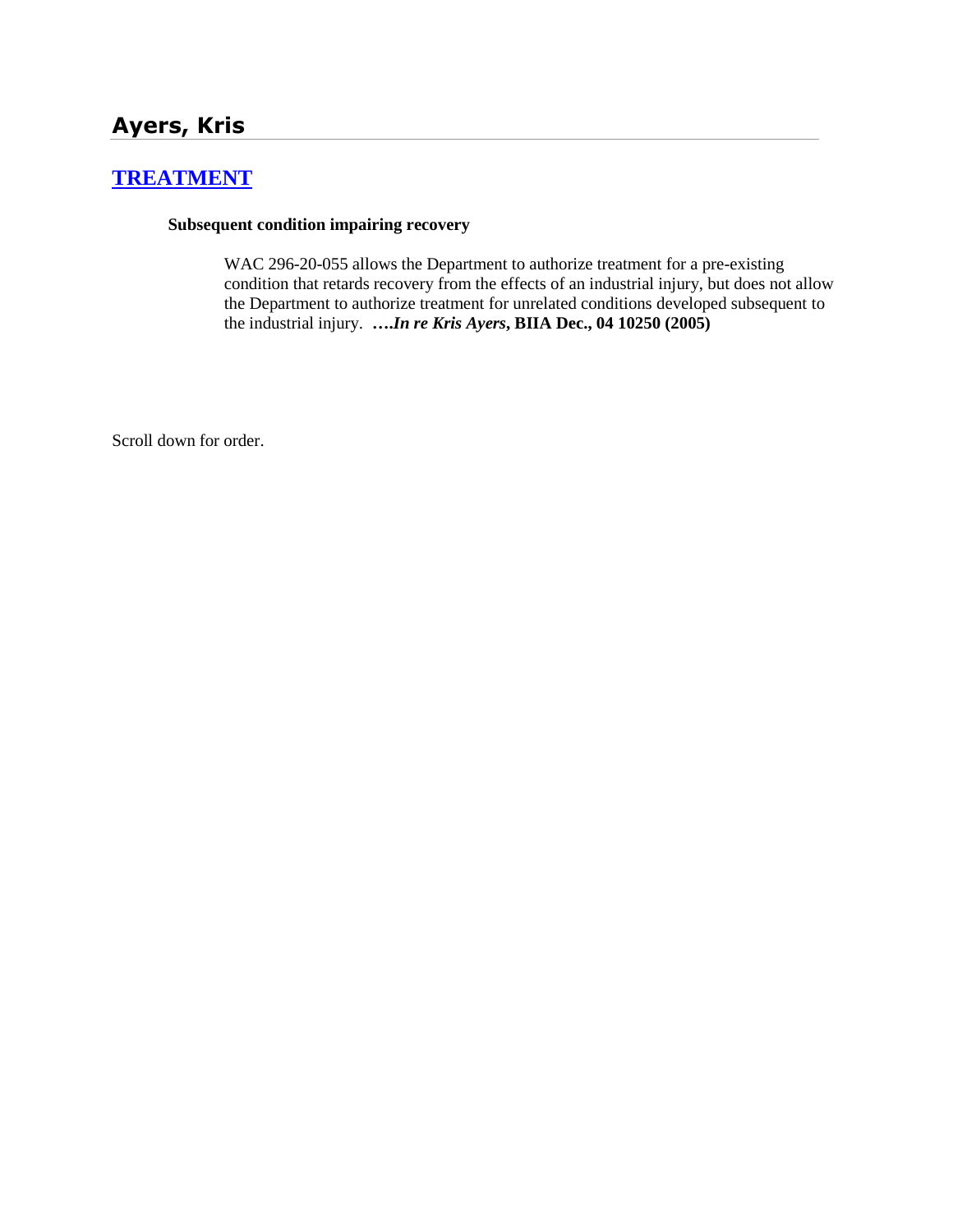# Ayers, Kris

## [TREATMENT]

**Subsequent condition impairing recovery**

> WAC 296-20-055 allows the Department to authorize treatment for a pre-existing condition that retards recovery from the effects of an industrial injury, but does not allow the Department to authorize treatment for unrelated conditions developed subsequent to the industrial injury. **….*In re Kris Ayers*, BIIA Dec., 04 10250 (2005)**

Scroll down for order.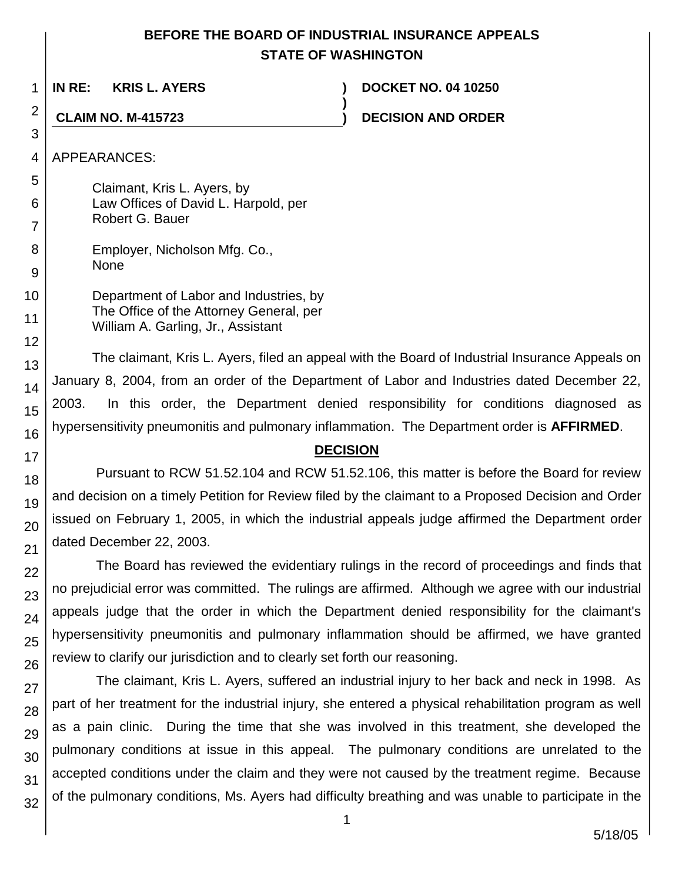**BEFORE THE BOARD OF INDUSTRIAL INSURANCE APPEALS**
**STATE OF WASHINGTON**

| | | |
|---|---|---|
| **IN RE: KRIS L. AYERS** | **)** | **DOCKET NO. 04 10250** |
| | **)** | |
| **CLAIM NO. M-415723** | **)** | **DECISION AND ORDER** |

APPEARANCES:

Claimant, Kris L. Ayers, by
Law Offices of David L. Harpold, per
Robert G. Bauer

Employer, Nicholson Mfg. Co.,
None

Department of Labor and Industries, by
The Office of the Attorney General, per
William A. Garling, Jr., Assistant

The claimant, Kris L. Ayers, filed an appeal with the Board of Industrial Insurance Appeals on January 8, 2004, from an order of the Department of Labor and Industries dated December 22, 2003. In this order, the Department denied responsibility for conditions diagnosed as hypersensitivity pneumonitis and pulmonary inflammation. The Department order is **AFFIRMED**.

## DECISION

Pursuant to RCW 51.52.104 and RCW 51.52.106, this matter is before the Board for review and decision on a timely Petition for Review filed by the claimant to a Proposed Decision and Order issued on February 1, 2005, in which the industrial appeals judge affirmed the Department order dated December 22, 2003.

The Board has reviewed the evidentiary rulings in the record of proceedings and finds that no prejudicial error was committed. The rulings are affirmed. Although we agree with our industrial appeals judge that the order in which the Department denied responsibility for the claimant's hypersensitivity pneumonitis and pulmonary inflammation should be affirmed, we have granted review to clarify our jurisdiction and to clearly set forth our reasoning.

The claimant, Kris L. Ayers, suffered an industrial injury to her back and neck in 1998. As part of her treatment for the industrial injury, she entered a physical rehabilitation program as well as a pain clinic. During the time that she was involved in this treatment, she developed the pulmonary conditions at issue in this appeal. The pulmonary conditions are unrelated to the accepted conditions under the claim and they were not caused by the treatment regime. Because of the pulmonary conditions, Ms. Ayers had difficulty breathing and was unable to participate in the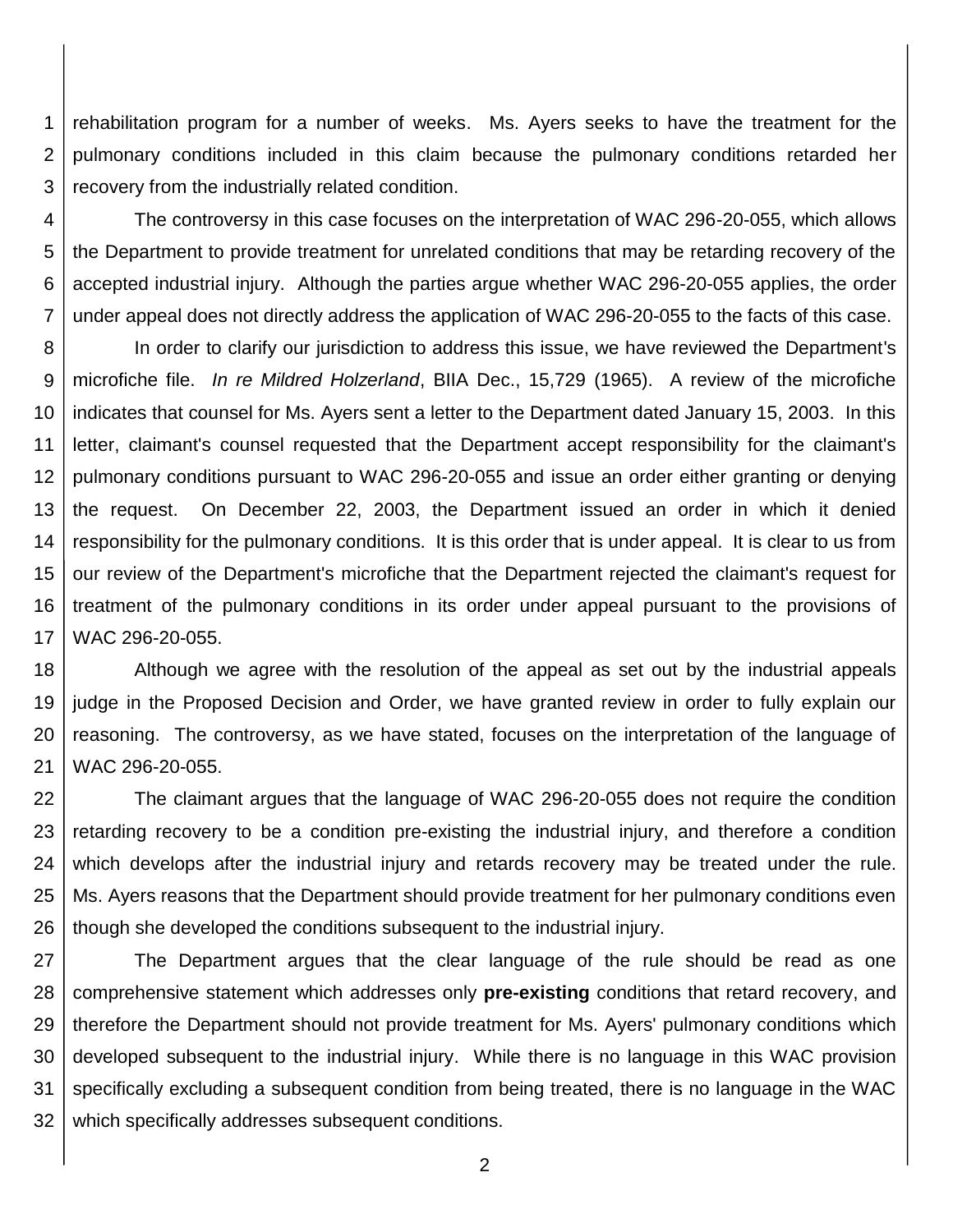rehabilitation program for a number of weeks. Ms. Ayers seeks to have the treatment for the pulmonary conditions included in this claim because the pulmonary conditions retarded her recovery from the industrially related condition.

The controversy in this case focuses on the interpretation of WAC 296-20-055, which allows the Department to provide treatment for unrelated conditions that may be retarding recovery of the accepted industrial injury. Although the parties argue whether WAC 296-20-055 applies, the order under appeal does not directly address the application of WAC 296-20-055 to the facts of this case.

In order to clarify our jurisdiction to address this issue, we have reviewed the Department's microfiche file. *In re Mildred Holzerland*, BIIA Dec., 15,729 (1965). A review of the microfiche indicates that counsel for Ms. Ayers sent a letter to the Department dated January 15, 2003. In this letter, claimant's counsel requested that the Department accept responsibility for the claimant's pulmonary conditions pursuant to WAC 296-20-055 and issue an order either granting or denying the request. On December 22, 2003, the Department issued an order in which it denied responsibility for the pulmonary conditions. It is this order that is under appeal. It is clear to us from our review of the Department's microfiche that the Department rejected the claimant's request for treatment of the pulmonary conditions in its order under appeal pursuant to the provisions of WAC 296-20-055.

Although we agree with the resolution of the appeal as set out by the industrial appeals judge in the Proposed Decision and Order, we have granted review in order to fully explain our reasoning. The controversy, as we have stated, focuses on the interpretation of the language of WAC 296-20-055.

The claimant argues that the language of WAC 296-20-055 does not require the condition retarding recovery to be a condition pre-existing the industrial injury, and therefore a condition which develops after the industrial injury and retards recovery may be treated under the rule. Ms. Ayers reasons that the Department should provide treatment for her pulmonary conditions even though she developed the conditions subsequent to the industrial injury.

The Department argues that the clear language of the rule should be read as one comprehensive statement which addresses only **pre-existing** conditions that retard recovery, and therefore the Department should not provide treatment for Ms. Ayers' pulmonary conditions which developed subsequent to the industrial injury. While there is no language in this WAC provision specifically excluding a subsequent condition from being treated, there is no language in the WAC which specifically addresses subsequent conditions.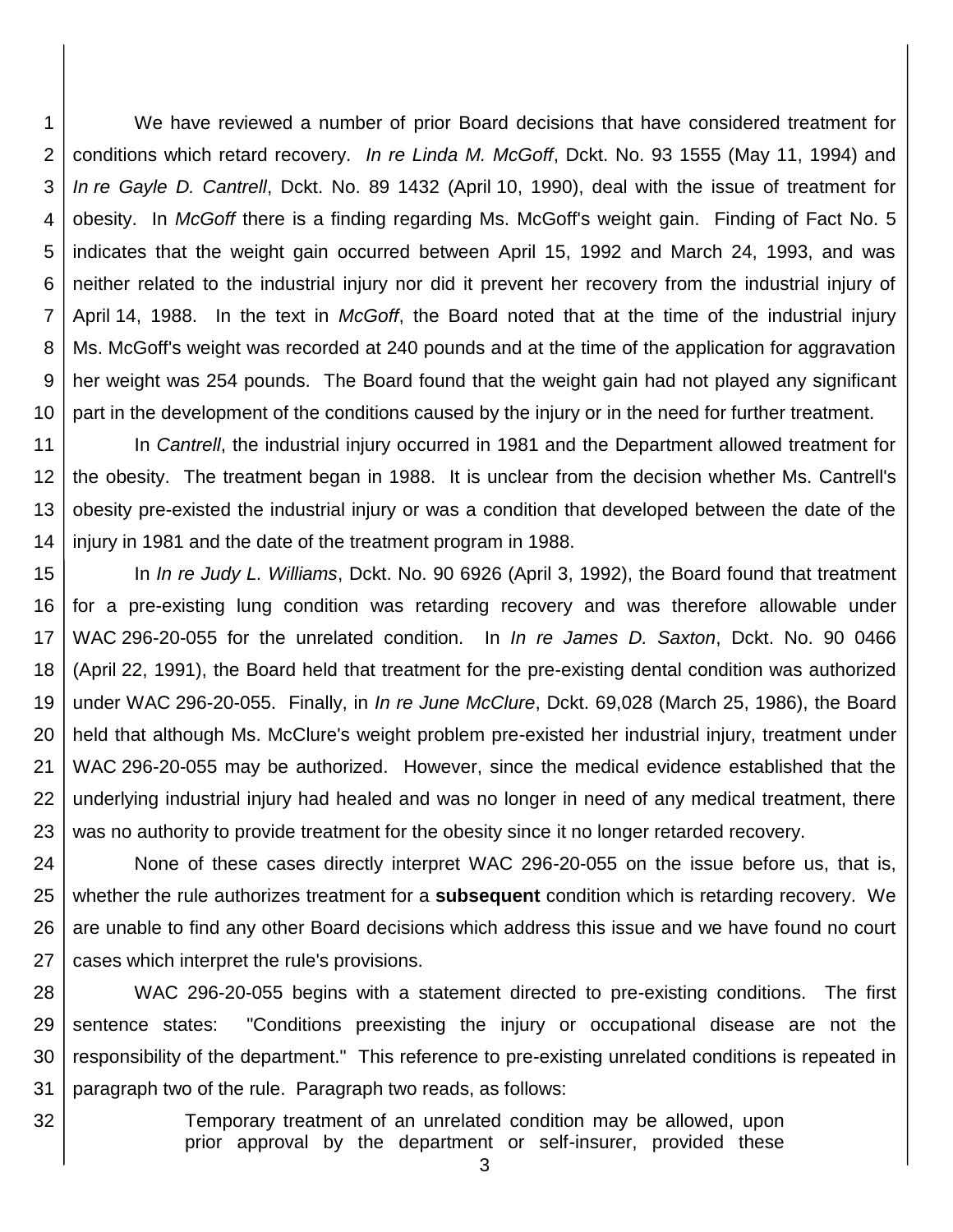We have reviewed a number of prior Board decisions that have considered treatment for conditions which retard recovery. *In re Linda M. McGoff*, Dckt. No. 93 1555 (May 11, 1994) and *In re Gayle D. Cantrell*, Dckt. No. 89 1432 (April 10, 1990), deal with the issue of treatment for obesity. In *McGoff* there is a finding regarding Ms. McGoff's weight gain. Finding of Fact No. 5 indicates that the weight gain occurred between April 15, 1992 and March 24, 1993, and was neither related to the industrial injury nor did it prevent her recovery from the industrial injury of April 14, 1988. In the text in *McGoff*, the Board noted that at the time of the industrial injury Ms. McGoff's weight was recorded at 240 pounds and at the time of the application for aggravation her weight was 254 pounds. The Board found that the weight gain had not played any significant part in the development of the conditions caused by the injury or in the need for further treatment.

In *Cantrell*, the industrial injury occurred in 1981 and the Department allowed treatment for the obesity. The treatment began in 1988. It is unclear from the decision whether Ms. Cantrell's obesity pre-existed the industrial injury or was a condition that developed between the date of the injury in 1981 and the date of the treatment program in 1988.

In *In re Judy L. Williams*, Dckt. No. 90 6926 (April 3, 1992), the Board found that treatment for a pre-existing lung condition was retarding recovery and was therefore allowable under WAC 296-20-055 for the unrelated condition. In *In re James D. Saxton*, Dckt. No. 90 0466 (April 22, 1991), the Board held that treatment for the pre-existing dental condition was authorized under WAC 296-20-055. Finally, in *In re June McClure*, Dckt. 69,028 (March 25, 1986), the Board held that although Ms. McClure's weight problem pre-existed her industrial injury, treatment under WAC 296-20-055 may be authorized. However, since the medical evidence established that the underlying industrial injury had healed and was no longer in need of any medical treatment, there was no authority to provide treatment for the obesity since it no longer retarded recovery.

None of these cases directly interpret WAC 296-20-055 on the issue before us, that is, whether the rule authorizes treatment for a **subsequent** condition which is retarding recovery. We are unable to find any other Board decisions which address this issue and we have found no court cases which interpret the rule's provisions.

WAC 296-20-055 begins with a statement directed to pre-existing conditions. The first sentence states: "Conditions preexisting the injury or occupational disease are not the responsibility of the department." This reference to pre-existing unrelated conditions is repeated in paragraph two of the rule. Paragraph two reads, as follows:

> Temporary treatment of an unrelated condition may be allowed, upon prior approval by the department or self-insurer, provided these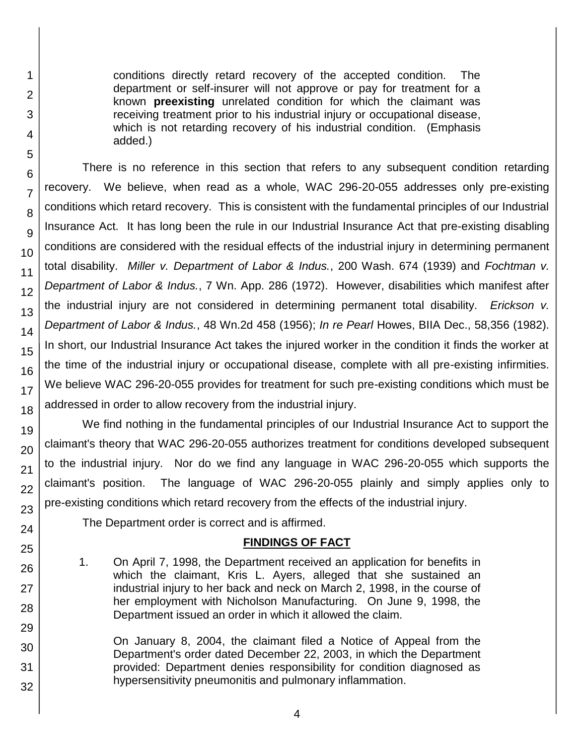conditions directly retard recovery of the accepted condition. The department or self-insurer will not approve or pay for treatment for a known **preexisting** unrelated condition for which the claimant was receiving treatment prior to his industrial injury or occupational disease, which is not retarding recovery of his industrial condition. (Emphasis added.)

There is no reference in this section that refers to any subsequent condition retarding recovery. We believe, when read as a whole, WAC 296-20-055 addresses only pre-existing conditions which retard recovery. This is consistent with the fundamental principles of our Industrial Insurance Act. It has long been the rule in our Industrial Insurance Act that pre-existing disabling conditions are considered with the residual effects of the industrial injury in determining permanent total disability. *Miller v. Department of Labor & Indus.*, 200 Wash. 674 (1939) and *Fochtman v. Department of Labor & Indus.*, 7 Wn. App. 286 (1972). However, disabilities which manifest after the industrial injury are not considered in determining permanent total disability. *Erickson v. Department of Labor & Indus.*, 48 Wn.2d 458 (1956); *In re Pearl* Howes, BIIA Dec., 58,356 (1982). In short, our Industrial Insurance Act takes the injured worker in the condition it finds the worker at the time of the industrial injury or occupational disease, complete with all pre-existing infirmities. We believe WAC 296-20-055 provides for treatment for such pre-existing conditions which must be addressed in order to allow recovery from the industrial injury.

We find nothing in the fundamental principles of our Industrial Insurance Act to support the claimant's theory that WAC 296-20-055 authorizes treatment for conditions developed subsequent to the industrial injury. Nor do we find any language in WAC 296-20-055 which supports the claimant's position. The language of WAC 296-20-055 plainly and simply applies only to pre-existing conditions which retard recovery from the effects of the industrial injury.

The Department order is correct and is affirmed.

## FINDINGS OF FACT

1. On April 7, 1998, the Department received an application for benefits in which the claimant, Kris L. Ayers, alleged that she sustained an industrial injury to her back and neck on March 2, 1998, in the course of her employment with Nicholson Manufacturing. On June 9, 1998, the Department issued an order in which it allowed the claim.

   On January 8, 2004, the claimant filed a Notice of Appeal from the Department's order dated December 22, 2003, in which the Department provided: Department denies responsibility for condition diagnosed as hypersensitivity pneumonitis and pulmonary inflammation.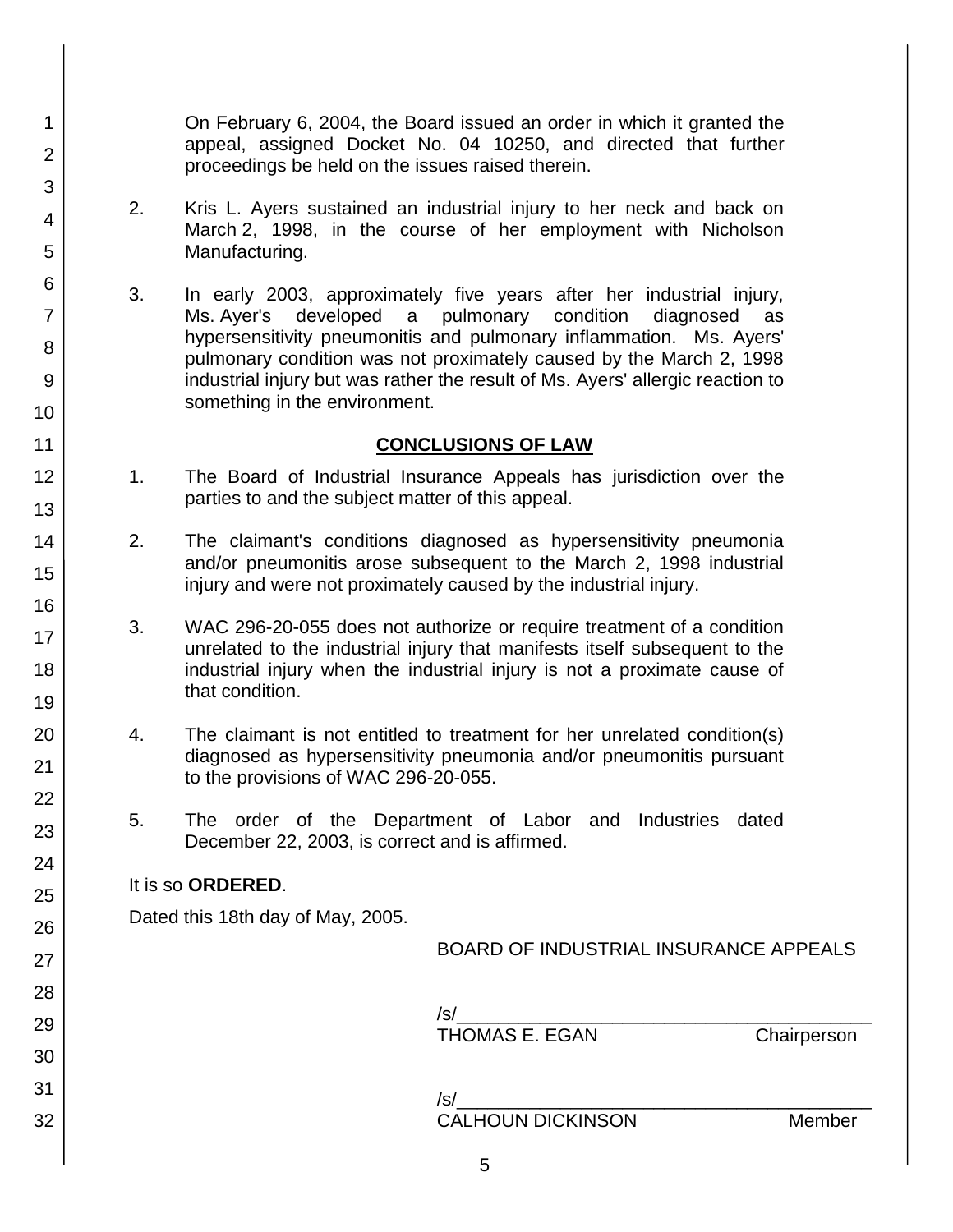On February 6, 2004, the Board issued an order in which it granted the appeal, assigned Docket No. 04 10250, and directed that further proceedings be held on the issues raised therein.

2. Kris L. Ayers sustained an industrial injury to her neck and back on March 2, 1998, in the course of her employment with Nicholson Manufacturing.

3. In early 2003, approximately five years after her industrial injury, Ms. Ayer's developed a pulmonary condition diagnosed as hypersensitivity pneumonitis and pulmonary inflammation. Ms. Ayers' pulmonary condition was not proximately caused by the March 2, 1998 industrial injury but was rather the result of Ms. Ayers' allergic reaction to something in the environment.

## CONCLUSIONS OF LAW

1. The Board of Industrial Insurance Appeals has jurisdiction over the parties to and the subject matter of this appeal.

2. The claimant's conditions diagnosed as hypersensitivity pneumonia and/or pneumonitis arose subsequent to the March 2, 1998 industrial injury and were not proximately caused by the industrial injury.

3. WAC 296-20-055 does not authorize or require treatment of a condition unrelated to the industrial injury that manifests itself subsequent to the industrial injury when the industrial injury is not a proximate cause of that condition.

4. The claimant is not entitled to treatment for her unrelated condition(s) diagnosed as hypersensitivity pneumonia and/or pneumonitis pursuant to the provisions of WAC 296-20-055.

5. The order of the Department of Labor and Industries dated December 22, 2003, is correct and is affirmed.

It is so **ORDERED**.

Dated this 18th day of May, 2005.

BOARD OF INDUSTRIAL INSURANCE APPEALS

/s/\_\_\_\_\_\_\_\_\_\_\_\_\_\_\_\_\_\_\_\_\_\_\_\_\_\_\_\_\_\_\_\_\_\_\_\_\_\_\_\_
THOMAS E. EGAN Chairperson

/s/\_\_\_\_\_\_\_\_\_\_\_\_\_\_\_\_\_\_\_\_\_\_\_\_\_\_\_\_\_\_\_\_\_\_\_\_\_\_\_\_
CALHOUN DICKINSON Member